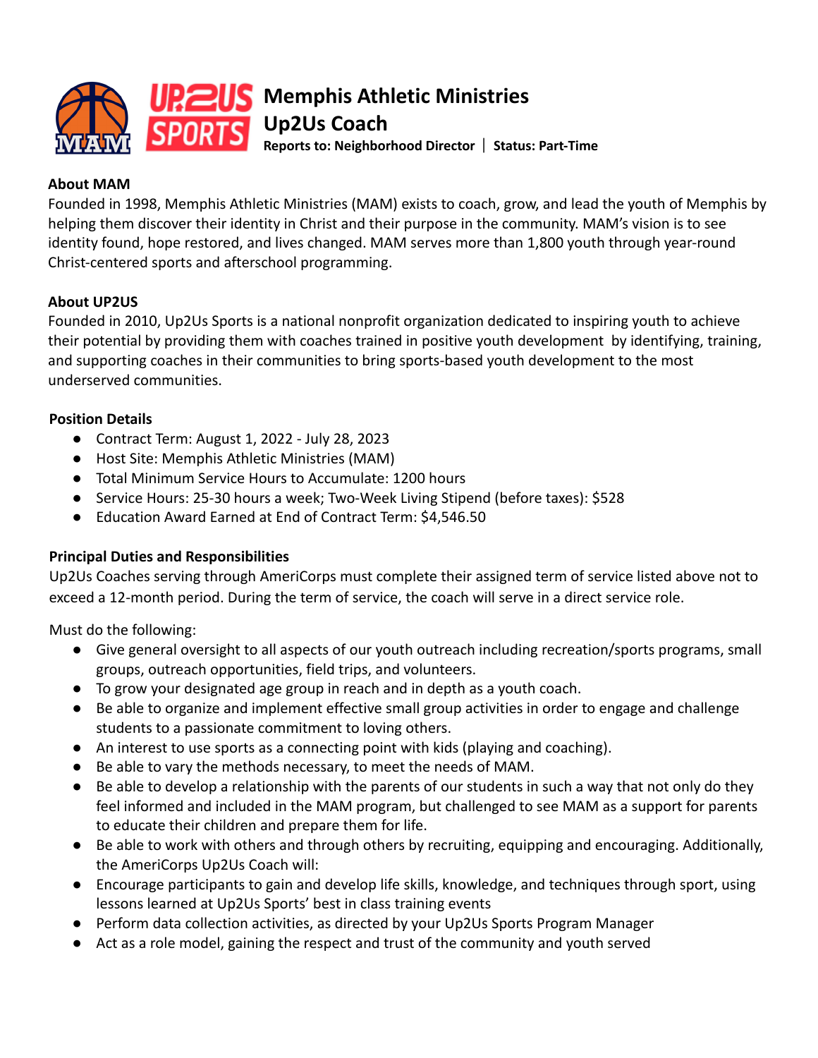# Memphis Athletic Ministries
## Up2Us Coach

**Reports to: Neighborhood Director | Status: Part-Time**

**About MAM**

Founded in 1998, Memphis Athletic Ministries (MAM) exists to coach, grow, and lead the youth of Memphis by helping them discover their identity in Christ and their purpose in the community. MAM's vision is to see identity found, hope restored, and lives changed. MAM serves more than 1,800 youth through year-round Christ-centered sports and afterschool programming.

**About UP2US**

Founded in 2010, Up2Us Sports is a national nonprofit organization dedicated to inspiring youth to achieve their potential by providing them with coaches trained in positive youth development by identifying, training, and supporting coaches in their communities to bring sports-based youth development to the most underserved communities.

**Position Details**

- Contract Term: August 1, 2022 - July 28, 2023
- Host Site: Memphis Athletic Ministries (MAM)
- Total Minimum Service Hours to Accumulate: 1200 hours
- Service Hours: 25-30 hours a week; Two-Week Living Stipend (before taxes): $528
- Education Award Earned at End of Contract Term: $4,546.50

**Principal Duties and Responsibilities**

Up2Us Coaches serving through AmeriCorps must complete their assigned term of service listed above not to exceed a 12-month period. During the term of service, the coach will serve in a direct service role.

Must do the following:

- Give general oversight to all aspects of our youth outreach including recreation/sports programs, small groups, outreach opportunities, field trips, and volunteers.
- To grow your designated age group in reach and in depth as a youth coach.
- Be able to organize and implement effective small group activities in order to engage and challenge students to a passionate commitment to loving others.
- An interest to use sports as a connecting point with kids (playing and coaching).
- Be able to vary the methods necessary, to meet the needs of MAM.
- Be able to develop a relationship with the parents of our students in such a way that not only do they feel informed and included in the MAM program, but challenged to see MAM as a support for parents to educate their children and prepare them for life.
- Be able to work with others and through others by recruiting, equipping and encouraging. Additionally, the AmeriCorps Up2Us Coach will:
- Encourage participants to gain and develop life skills, knowledge, and techniques through sport, using lessons learned at Up2Us Sports' best in class training events
- Perform data collection activities, as directed by your Up2Us Sports Program Manager
- Act as a role model, gaining the respect and trust of the community and youth served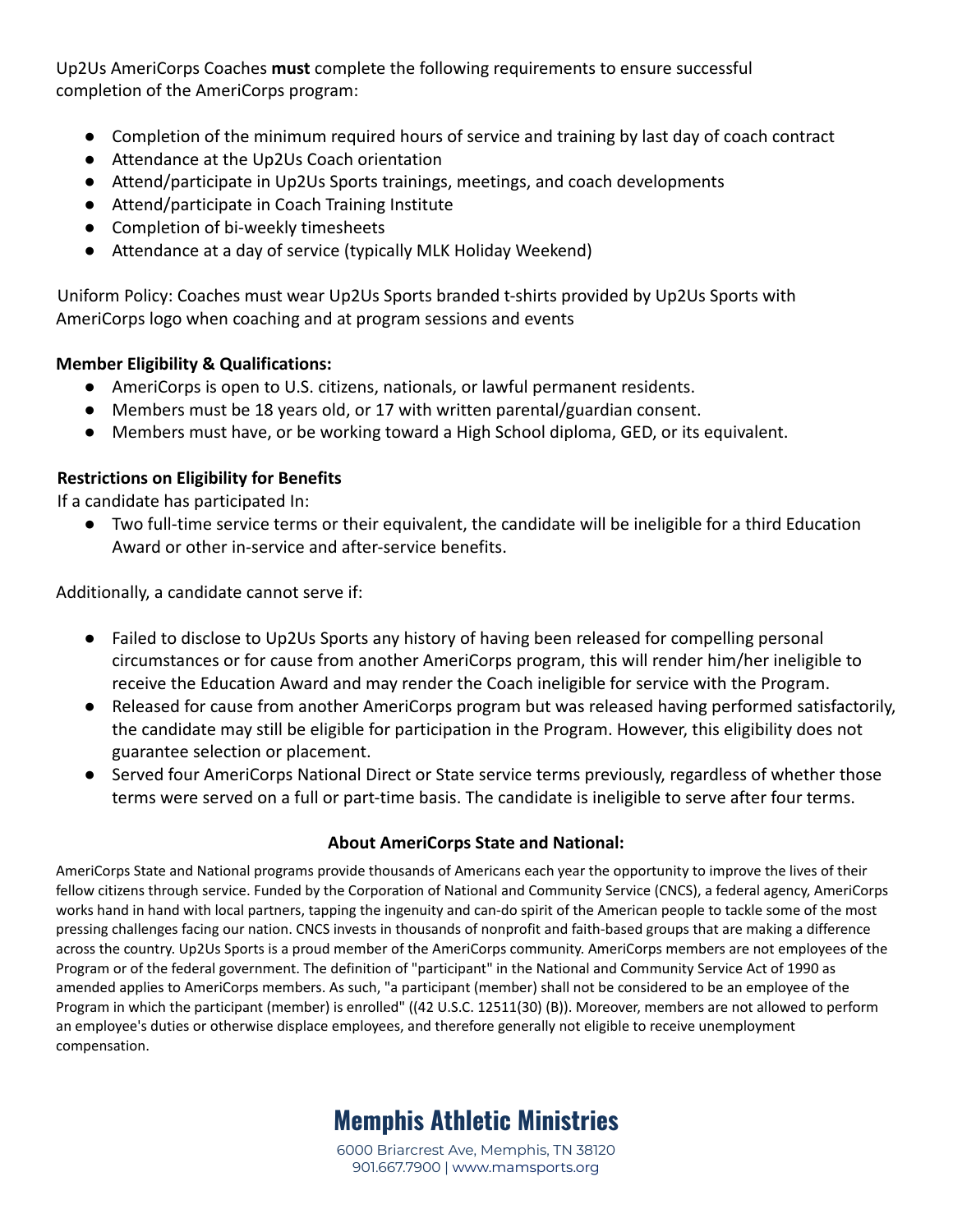Up2Us AmeriCorps Coaches **must** complete the following requirements to ensure successful completion of the AmeriCorps program:

- Completion of the minimum required hours of service and training by last day of coach contract
- Attendance at the Up2Us Coach orientation
- Attend/participate in Up2Us Sports trainings, meetings, and coach developments
- Attend/participate in Coach Training Institute
- Completion of bi-weekly timesheets
- Attendance at a day of service (typically MLK Holiday Weekend)

Uniform Policy: Coaches must wear Up2Us Sports branded t-shirts provided by Up2Us Sports with AmeriCorps logo when coaching and at program sessions and events

**Member Eligibility & Qualifications:**

- AmeriCorps is open to U.S. citizens, nationals, or lawful permanent residents.
- Members must be 18 years old, or 17 with written parental/guardian consent.
- Members must have, or be working toward a High School diploma, GED, or its equivalent.

**Restrictions on Eligibility for Benefits**

If a candidate has participated In:

- Two full-time service terms or their equivalent, the candidate will be ineligible for a third Education Award or other in-service and after-service benefits.

Additionally, a candidate cannot serve if:

- Failed to disclose to Up2Us Sports any history of having been released for compelling personal circumstances or for cause from another AmeriCorps program, this will render him/her ineligible to receive the Education Award and may render the Coach ineligible for service with the Program.
- Released for cause from another AmeriCorps program but was released having performed satisfactorily, the candidate may still be eligible for participation in the Program. However, this eligibility does not guarantee selection or placement.
- Served four AmeriCorps National Direct or State service terms previously, regardless of whether those terms were served on a full or part-time basis. The candidate is ineligible to serve after four terms.

**About AmeriCorps State and National:**

AmeriCorps State and National programs provide thousands of Americans each year the opportunity to improve the lives of their fellow citizens through service. Funded by the Corporation of National and Community Service (CNCS), a federal agency, AmeriCorps works hand in hand with local partners, tapping the ingenuity and can-do spirit of the American people to tackle some of the most pressing challenges facing our nation. CNCS invests in thousands of nonprofit and faith-based groups that are making a difference across the country. Up2Us Sports is a proud member of the AmeriCorps community. AmeriCorps members are not employees of the Program or of the federal government. The definition of "participant" in the National and Community Service Act of 1990 as amended applies to AmeriCorps members. As such, "a participant (member) shall not be considered to be an employee of the Program in which the participant (member) is enrolled" ((42 U.S.C. 12511(30) (B)). Moreover, members are not allowed to perform an employee's duties or otherwise displace employees, and therefore generally not eligible to receive unemployment compensation.

**Memphis Athletic Ministries**

6000 Briarcrest Ave, Memphis, TN 38120
901.667.7900 | www.mamsports.org